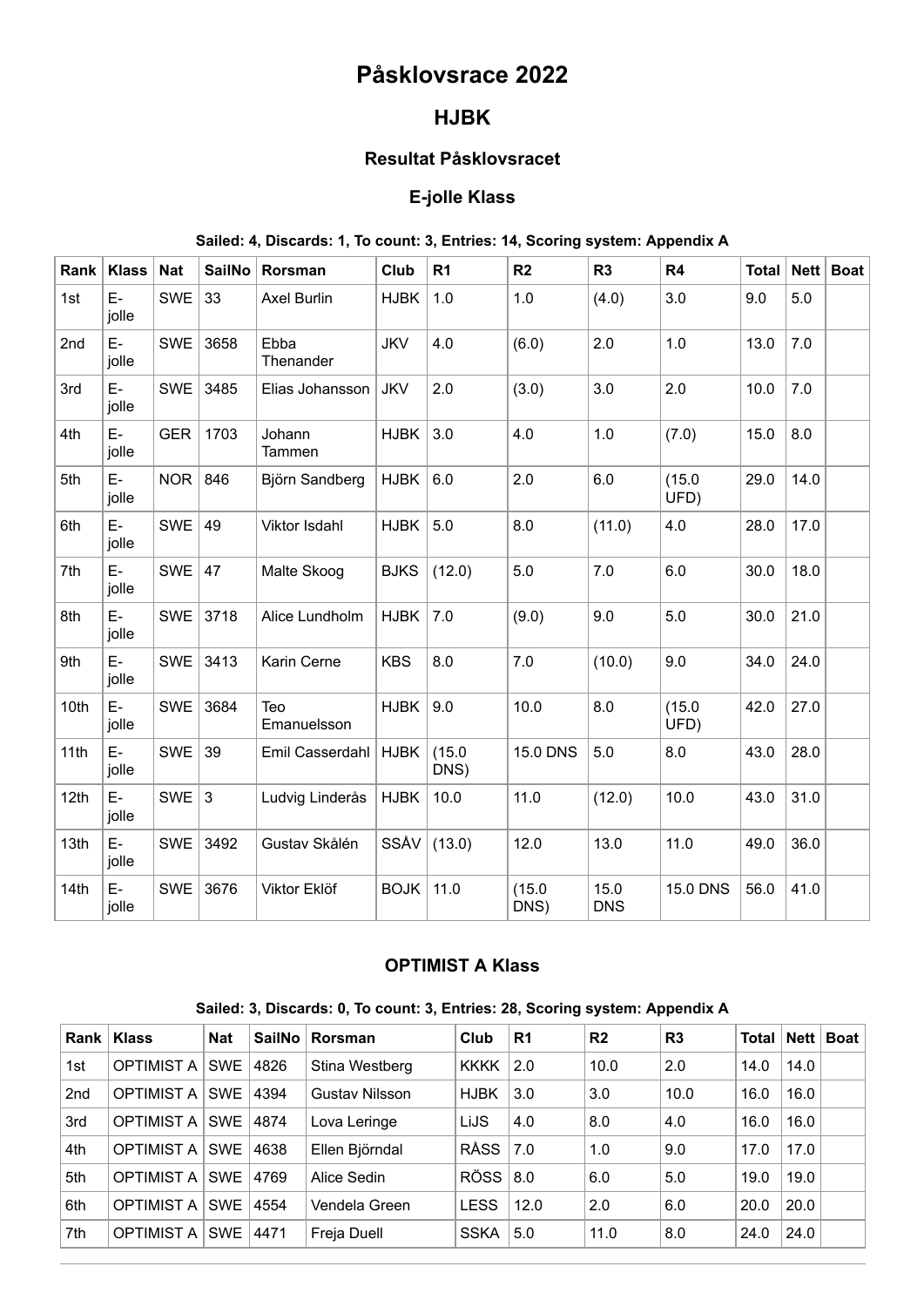# Påsklovsrace 2022

## HJBK

### Resultat Påsklovsracet

### E-jolle Klass

**Sailed: 4, Discards: 1, To count: 3, Entries: 14, Scoring system: Appendix A**

| Rank | Klass | Nat | SailNo | Rorsman | Club | R1 | R2 | R3 | R4 | Total | Nett | Boat |
|---|---|---|---|---|---|---|---|---|---|---|---|---|
| 1st | E-jolle | SWE | 33 | Axel Burlin | HJBK | 1.0 | 1.0 | (4.0) | 3.0 | 9.0 | 5.0 | |
| 2nd | E-jolle | SWE | 3658 | Ebba Thenander | JKV | 4.0 | (6.0) | 2.0 | 1.0 | 13.0 | 7.0 | |
| 3rd | E-jolle | SWE | 3485 | Elias Johansson | JKV | 2.0 | (3.0) | 3.0 | 2.0 | 10.0 | 7.0 | |
| 4th | E-jolle | GER | 1703 | Johann Tammen | HJBK | 3.0 | 4.0 | 1.0 | (7.0) | 15.0 | 8.0 | |
| 5th | E-jolle | NOR | 846 | Björn Sandberg | HJBK | 6.0 | 2.0 | 6.0 | (15.0 UFD) | 29.0 | 14.0 | |
| 6th | E-jolle | SWE | 49 | Viktor Isdahl | HJBK | 5.0 | 8.0 | (11.0) | 4.0 | 28.0 | 17.0 | |
| 7th | E-jolle | SWE | 47 | Malte Skoog | BJKS | (12.0) | 5.0 | 7.0 | 6.0 | 30.0 | 18.0 | |
| 8th | E-jolle | SWE | 3718 | Alice Lundholm | HJBK | 7.0 | (9.0) | 9.0 | 5.0 | 30.0 | 21.0 | |
| 9th | E-jolle | SWE | 3413 | Karin Cerne | KBS | 8.0 | 7.0 | (10.0) | 9.0 | 34.0 | 24.0 | |
| 10th | E-jolle | SWE | 3684 | Teo Emanuelsson | HJBK | 9.0 | 10.0 | 8.0 | (15.0 UFD) | 42.0 | 27.0 | |
| 11th | E-jolle | SWE | 39 | Emil Casserdahl | HJBK | (15.0 DNS) | 15.0 DNS | 5.0 | 8.0 | 43.0 | 28.0 | |
| 12th | E-jolle | SWE | 3 | Ludvig Linderås | HJBK | 10.0 | 11.0 | (12.0) | 10.0 | 43.0 | 31.0 | |
| 13th | E-jolle | SWE | 3492 | Gustav Skålén | SSÅV | (13.0) | 12.0 | 13.0 | 11.0 | 49.0 | 36.0 | |
| 14th | E-jolle | SWE | 3676 | Viktor Eklöf | BOJK | 11.0 | (15.0 DNS) | 15.0 DNS | 15.0 DNS | 56.0 | 41.0 | |

### OPTIMIST A Klass

**Sailed: 3, Discards: 0, To count: 3, Entries: 28, Scoring system: Appendix A**

| Rank | Klass | Nat | SailNo | Rorsman | Club | R1 | R2 | R3 | Total | Nett | Boat |
|---|---|---|---|---|---|---|---|---|---|---|---|
| 1st | OPTIMIST A | SWE | 4826 | Stina Westberg | KKKK | 2.0 | 10.0 | 2.0 | 14.0 | 14.0 | |
| 2nd | OPTIMIST A | SWE | 4394 | Gustav Nilsson | HJBK | 3.0 | 3.0 | 10.0 | 16.0 | 16.0 | |
| 3rd | OPTIMIST A | SWE | 4874 | Lova Leringe | LiJS | 4.0 | 8.0 | 4.0 | 16.0 | 16.0 | |
| 4th | OPTIMIST A | SWE | 4638 | Ellen Björndal | RÅSS | 7.0 | 1.0 | 9.0 | 17.0 | 17.0 | |
| 5th | OPTIMIST A | SWE | 4769 | Alice Sedin | RÖSS | 8.0 | 6.0 | 5.0 | 19.0 | 19.0 | |
| 6th | OPTIMIST A | SWE | 4554 | Vendela Green | LESS | 12.0 | 2.0 | 6.0 | 20.0 | 20.0 | |
| 7th | OPTIMIST A | SWE | 4471 | Freja Duell | SSKA | 5.0 | 11.0 | 8.0 | 24.0 | 24.0 | |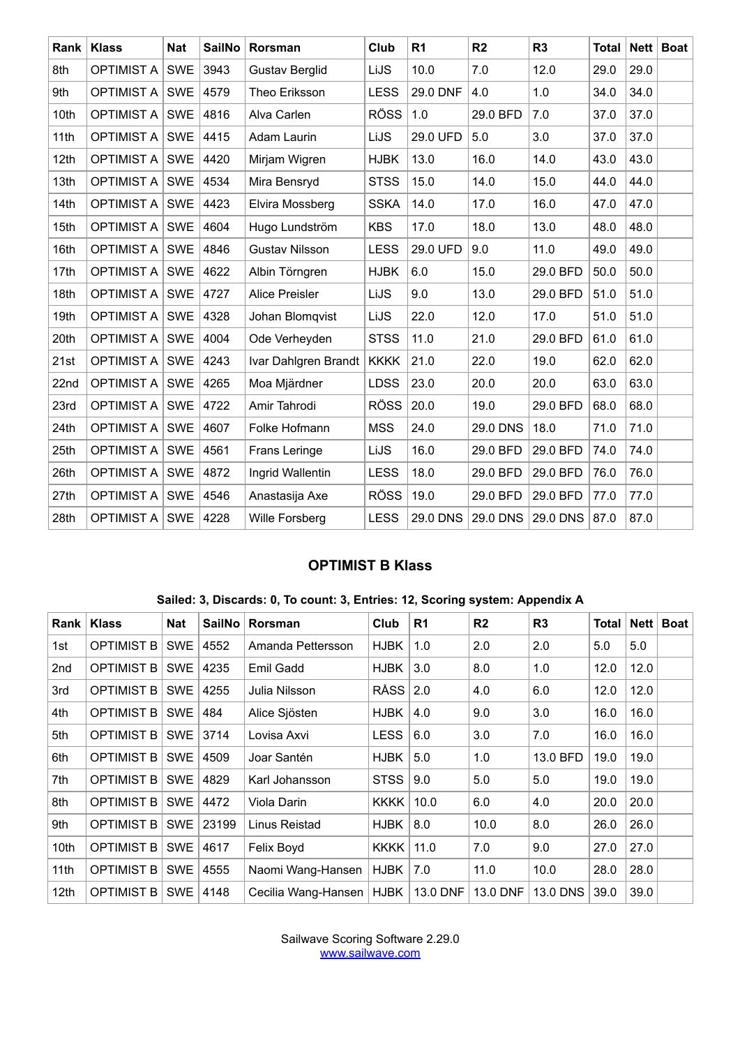| Rank | Klass | Nat | SailNo | Rorsman | Club | R1 | R2 | R3 | Total | Nett | Boat |
|---|---|---|---|---|---|---|---|---|---|---|---|
| 8th | OPTIMIST A | SWE | 3943 | Gustav Berglid | LiJS | 10.0 | 7.0 | 12.0 | 29.0 | 29.0 | |
| 9th | OPTIMIST A | SWE | 4579 | Theo Eriksson | LESS | 29.0 DNF | 4.0 | 1.0 | 34.0 | 34.0 | |
| 10th | OPTIMIST A | SWE | 4816 | Alva Carlen | RÖSS | 1.0 | 29.0 BFD | 7.0 | 37.0 | 37.0 | |
| 11th | OPTIMIST A | SWE | 4415 | Adam Laurin | LiJS | 29.0 UFD | 5.0 | 3.0 | 37.0 | 37.0 | |
| 12th | OPTIMIST A | SWE | 4420 | Mirjam Wigren | HJBK | 13.0 | 16.0 | 14.0 | 43.0 | 43.0 | |
| 13th | OPTIMIST A | SWE | 4534 | Mira Bensryd | STSS | 15.0 | 14.0 | 15.0 | 44.0 | 44.0 | |
| 14th | OPTIMIST A | SWE | 4423 | Elvira Mossberg | SSKA | 14.0 | 17.0 | 16.0 | 47.0 | 47.0 | |
| 15th | OPTIMIST A | SWE | 4604 | Hugo Lundström | KBS | 17.0 | 18.0 | 13.0 | 48.0 | 48.0 | |
| 16th | OPTIMIST A | SWE | 4846 | Gustav Nilsson | LESS | 29.0 UFD | 9.0 | 11.0 | 49.0 | 49.0 | |
| 17th | OPTIMIST A | SWE | 4622 | Albin Törngren | HJBK | 6.0 | 15.0 | 29.0 BFD | 50.0 | 50.0 | |
| 18th | OPTIMIST A | SWE | 4727 | Alice Preisler | LiJS | 9.0 | 13.0 | 29.0 BFD | 51.0 | 51.0 | |
| 19th | OPTIMIST A | SWE | 4328 | Johan Blomqvist | LiJS | 22.0 | 12.0 | 17.0 | 51.0 | 51.0 | |
| 20th | OPTIMIST A | SWE | 4004 | Ode Verheyden | STSS | 11.0 | 21.0 | 29.0 BFD | 61.0 | 61.0 | |
| 21st | OPTIMIST A | SWE | 4243 | Ivar Dahlgren Brandt | KKKK | 21.0 | 22.0 | 19.0 | 62.0 | 62.0 | |
| 22nd | OPTIMIST A | SWE | 4265 | Moa Mjärdner | LDSS | 23.0 | 20.0 | 20.0 | 63.0 | 63.0 | |
| 23rd | OPTIMIST A | SWE | 4722 | Amir Tahrodi | RÖSS | 20.0 | 19.0 | 29.0 BFD | 68.0 | 68.0 | |
| 24th | OPTIMIST A | SWE | 4607 | Folke Hofmann | MSS | 24.0 | 29.0 DNS | 18.0 | 71.0 | 71.0 | |
| 25th | OPTIMIST A | SWE | 4561 | Frans Leringe | LiJS | 16.0 | 29.0 BFD | 29.0 BFD | 74.0 | 74.0 | |
| 26th | OPTIMIST A | SWE | 4872 | Ingrid Wallentin | LESS | 18.0 | 29.0 BFD | 29.0 BFD | 76.0 | 76.0 | |
| 27th | OPTIMIST A | SWE | 4546 | Anastasija Axe | RÖSS | 19.0 | 29.0 BFD | 29.0 BFD | 77.0 | 77.0 | |
| 28th | OPTIMIST A | SWE | 4228 | Wille Forsberg | LESS | 29.0 DNS | 29.0 DNS | 29.0 DNS | 87.0 | 87.0 | |

## OPTIMIST B Klass

**Sailed: 3, Discards: 0, To count: 3, Entries: 12, Scoring system: Appendix A**

| Rank | Klass | Nat | SailNo | Rorsman | Club | R1 | R2 | R3 | Total | Nett | Boat |
|---|---|---|---|---|---|---|---|---|---|---|---|
| 1st | OPTIMIST B | SWE | 4552 | Amanda Pettersson | HJBK | 1.0 | 2.0 | 2.0 | 5.0 | 5.0 | |
| 2nd | OPTIMIST B | SWE | 4235 | Emil Gadd | HJBK | 3.0 | 8.0 | 1.0 | 12.0 | 12.0 | |
| 3rd | OPTIMIST B | SWE | 4255 | Julia Nilsson | RÅSS | 2.0 | 4.0 | 6.0 | 12.0 | 12.0 | |
| 4th | OPTIMIST B | SWE | 484 | Alice Sjösten | HJBK | 4.0 | 9.0 | 3.0 | 16.0 | 16.0 | |
| 5th | OPTIMIST B | SWE | 3714 | Lovisa Axvi | LESS | 6.0 | 3.0 | 7.0 | 16.0 | 16.0 | |
| 6th | OPTIMIST B | SWE | 4509 | Joar Santén | HJBK | 5.0 | 1.0 | 13.0 BFD | 19.0 | 19.0 | |
| 7th | OPTIMIST B | SWE | 4829 | Karl Johansson | STSS | 9.0 | 5.0 | 5.0 | 19.0 | 19.0 | |
| 8th | OPTIMIST B | SWE | 4472 | Viola Darin | KKKK | 10.0 | 6.0 | 4.0 | 20.0 | 20.0 | |
| 9th | OPTIMIST B | SWE | 23199 | Linus Reistad | HJBK | 8.0 | 10.0 | 8.0 | 26.0 | 26.0 | |
| 10th | OPTIMIST B | SWE | 4617 | Felix Boyd | KKKK | 11.0 | 7.0 | 9.0 | 27.0 | 27.0 | |
| 11th | OPTIMIST B | SWE | 4555 | Naomi Wang-Hansen | HJBK | 7.0 | 11.0 | 10.0 | 28.0 | 28.0 | |
| 12th | OPTIMIST B | SWE | 4148 | Cecilia Wang-Hansen | HJBK | 13.0 DNF | 13.0 DNF | 13.0 DNS | 39.0 | 39.0 | |

Sailwave Scoring Software 2.29.0
www.sailwave.com